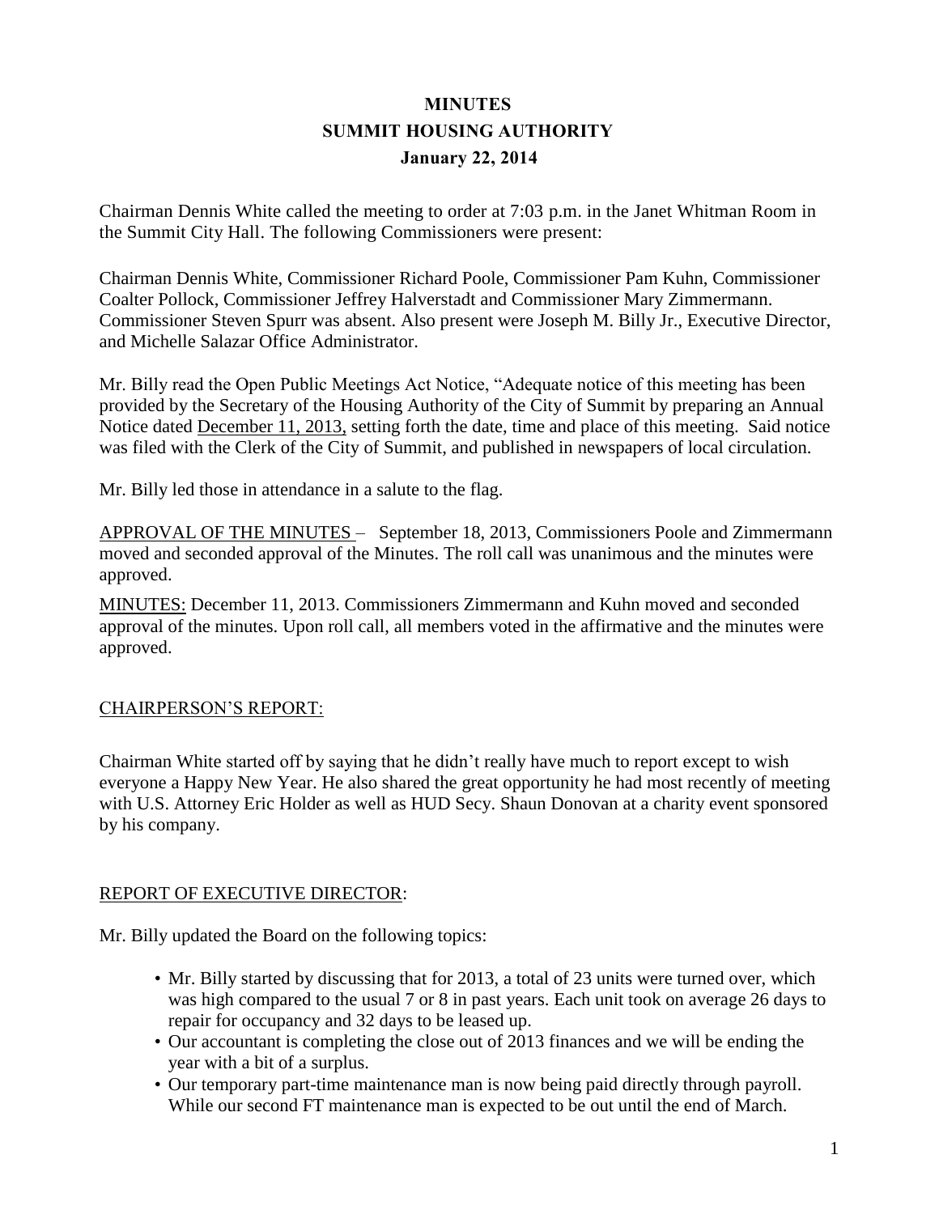# MINUTES
## SUMMIT HOUSING AUTHORITY
### January 22, 2014

Chairman Dennis White called the meeting to order at 7:03 p.m. in the Janet Whitman Room in the Summit City Hall. The following Commissioners were present:

Chairman Dennis White, Commissioner Richard Poole, Commissioner Pam Kuhn, Commissioner Coalter Pollock, Commissioner Jeffrey Halverstadt and Commissioner Mary Zimmermann. Commissioner Steven Spurr was absent. Also present were Joseph M. Billy Jr., Executive Director, and Michelle Salazar Office Administrator.

Mr. Billy read the Open Public Meetings Act Notice, "Adequate notice of this meeting has been provided by the Secretary of the Housing Authority of the City of Summit by preparing an Annual Notice dated <u>December 11, 2013,</u> setting forth the date, time and place of this meeting. Said notice was filed with the Clerk of the City of Summit, and published in newspapers of local circulation.

Mr. Billy led those in attendance in a salute to the flag.

<u>APPROVAL OF THE MINUTES</u> – September 18, 2013, Commissioners Poole and Zimmermann moved and seconded approval of the Minutes. The roll call was unanimous and the minutes were approved.

<u>MINUTES:</u> December 11, 2013. Commissioners Zimmermann and Kuhn moved and seconded approval of the minutes. Upon roll call, all members voted in the affirmative and the minutes were approved.

<u>CHAIRPERSON'S REPORT:</u>

Chairman White started off by saying that he didn't really have much to report except to wish everyone a Happy New Year. He also shared the great opportunity he had most recently of meeting with U.S. Attorney Eric Holder as well as HUD Secy. Shaun Donovan at a charity event sponsored by his company.

<u>REPORT OF EXECUTIVE DIRECTOR</u>:

Mr. Billy updated the Board on the following topics:

- Mr. Billy started by discussing that for 2013, a total of 23 units were turned over, which was high compared to the usual 7 or 8 in past years. Each unit took on average 26 days to repair for occupancy and 32 days to be leased up.
- Our accountant is completing the close out of 2013 finances and we will be ending the year with a bit of a surplus.
- Our temporary part-time maintenance man is now being paid directly through payroll. While our second FT maintenance man is expected to be out until the end of March.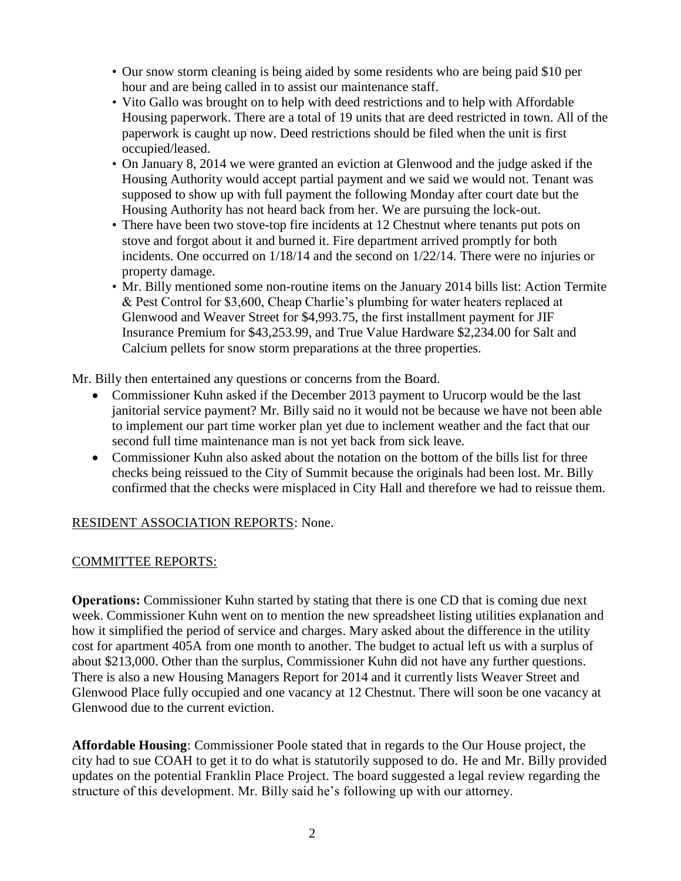- Our snow storm cleaning is being aided by some residents who are being paid $10 per hour and are being called in to assist our maintenance staff.
- Vito Gallo was brought on to help with deed restrictions and to help with Affordable Housing paperwork. There are a total of 19 units that are deed restricted in town. All of the paperwork is caught up now. Deed restrictions should be filed when the unit is first occupied/leased.
- On January 8, 2014 we were granted an eviction at Glenwood and the judge asked if the Housing Authority would accept partial payment and we said we would not. Tenant was supposed to show up with full payment the following Monday after court date but the Housing Authority has not heard back from her. We are pursuing the lock-out.
- There have been two stove-top fire incidents at 12 Chestnut where tenants put pots on stove and forgot about it and burned it. Fire department arrived promptly for both incidents. One occurred on 1/18/14 and the second on 1/22/14. There were no injuries or property damage.
- Mr. Billy mentioned some non-routine items on the January 2014 bills list: Action Termite & Pest Control for $3,600, Cheap Charlie's plumbing for water heaters replaced at Glenwood and Weaver Street for $4,993.75, the first installment payment for JIF Insurance Premium for $43,253.99, and True Value Hardware $2,234.00 for Salt and Calcium pellets for snow storm preparations at the three properties.

Mr. Billy then entertained any questions or concerns from the Board.

- Commissioner Kuhn asked if the December 2013 payment to Urucorp would be the last janitorial service payment? Mr. Billy said no it would not be because we have not been able to implement our part time worker plan yet due to inclement weather and the fact that our second full time maintenance man is not yet back from sick leave.
- Commissioner Kuhn also asked about the notation on the bottom of the bills list for three checks being reissued to the City of Summit because the originals had been lost. Mr. Billy confirmed that the checks were misplaced in City Hall and therefore we had to reissue them.

RESIDENT ASSOCIATION REPORTS: None.

COMMITTEE REPORTS:

**Operations:** Commissioner Kuhn started by stating that there is one CD that is coming due next week. Commissioner Kuhn went on to mention the new spreadsheet listing utilities explanation and how it simplified the period of service and charges. Mary asked about the difference in the utility cost for apartment 405A from one month to another. The budget to actual left us with a surplus of about $213,000. Other than the surplus, Commissioner Kuhn did not have any further questions. There is also a new Housing Managers Report for 2014 and it currently lists Weaver Street and Glenwood Place fully occupied and one vacancy at 12 Chestnut. There will soon be one vacancy at Glenwood due to the current eviction.

**Affordable Housing**: Commissioner Poole stated that in regards to the Our House project, the city had to sue COAH to get it to do what is statutorily supposed to do. He and Mr. Billy provided updates on the potential Franklin Place Project. The board suggested a legal review regarding the structure of this development. Mr. Billy said he's following up with our attorney.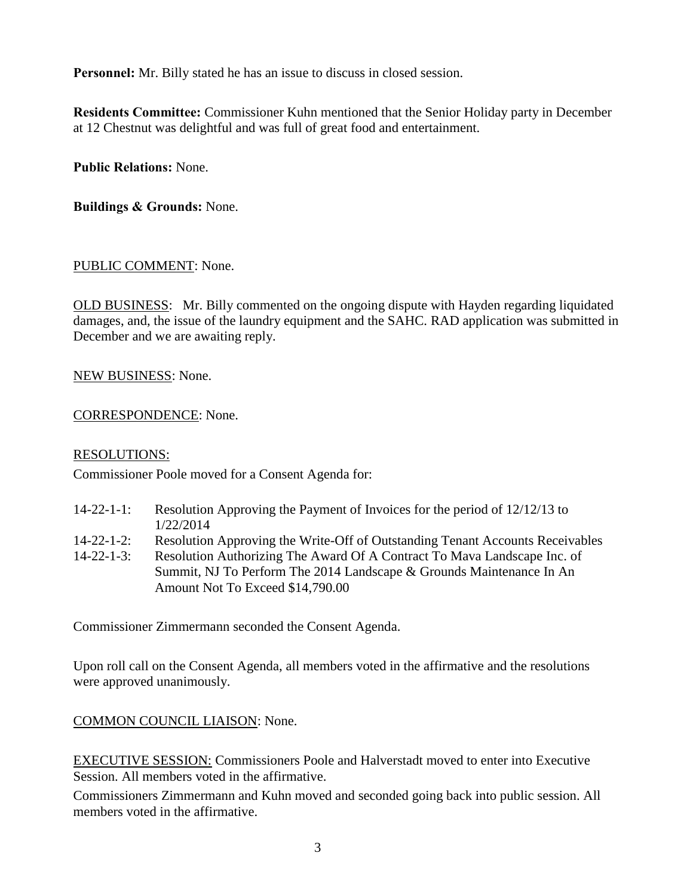**Personnel:** Mr. Billy stated he has an issue to discuss in closed session.

**Residents Committee:** Commissioner Kuhn mentioned that the Senior Holiday party in December at 12 Chestnut was delightful and was full of great food and entertainment.

**Public Relations:** None.

**Buildings & Grounds:** None.

PUBLIC COMMENT: None.

OLD BUSINESS: Mr. Billy commented on the ongoing dispute with Hayden regarding liquidated damages, and, the issue of the laundry equipment and the SAHC. RAD application was submitted in December and we are awaiting reply.

NEW BUSINESS: None.

CORRESPONDENCE: None.

RESOLUTIONS:

Commissioner Poole moved for a Consent Agenda for:

- 14-22-1-1: Resolution Approving the Payment of Invoices for the period of 12/12/13 to 1/22/2014
- 14-22-1-2: Resolution Approving the Write-Off of Outstanding Tenant Accounts Receivables
- 14-22-1-3: Resolution Authorizing The Award Of A Contract To Mava Landscape Inc. of Summit, NJ To Perform The 2014 Landscape & Grounds Maintenance In An Amount Not To Exceed $14,790.00

Commissioner Zimmermann seconded the Consent Agenda.

Upon roll call on the Consent Agenda, all members voted in the affirmative and the resolutions were approved unanimously.

COMMON COUNCIL LIAISON: None.

EXECUTIVE SESSION: Commissioners Poole and Halverstadt moved to enter into Executive Session. All members voted in the affirmative.

Commissioners Zimmermann and Kuhn moved and seconded going back into public session. All members voted in the affirmative.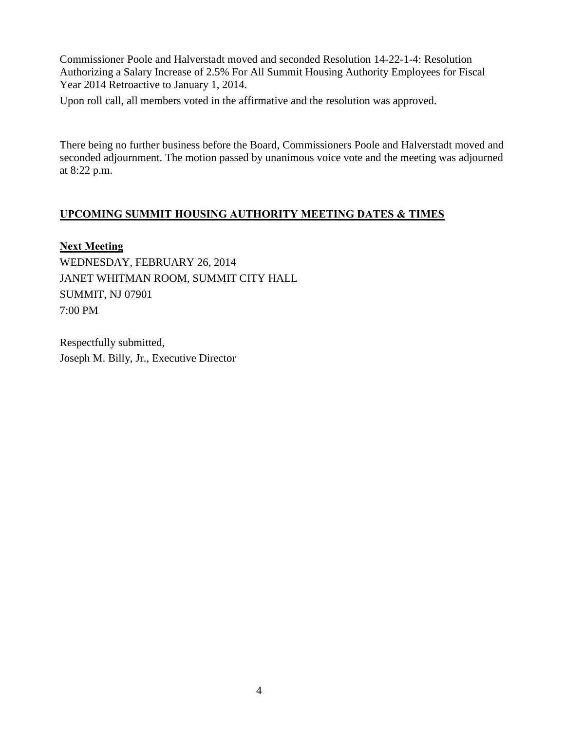Commissioner Poole and Halverstadt moved and seconded Resolution 14-22-1-4: Resolution Authorizing a Salary Increase of 2.5% For All Summit Housing Authority Employees for Fiscal Year 2014 Retroactive to January 1, 2014.

Upon roll call, all members voted in the affirmative and the resolution was approved.

There being no further business before the Board, Commissioners Poole and Halverstadt moved and seconded adjournment. The motion passed by unanimous voice vote and the meeting was adjourned at 8:22 p.m.

## UPCOMING SUMMIT HOUSING AUTHORITY MEETING DATES & TIMES

**Next Meeting**

WEDNESDAY, FEBRUARY 26, 2014
JANET WHITMAN ROOM, SUMMIT CITY HALL
SUMMIT, NJ 07901
7:00 PM

Respectfully submitted,
Joseph M. Billy, Jr., Executive Director